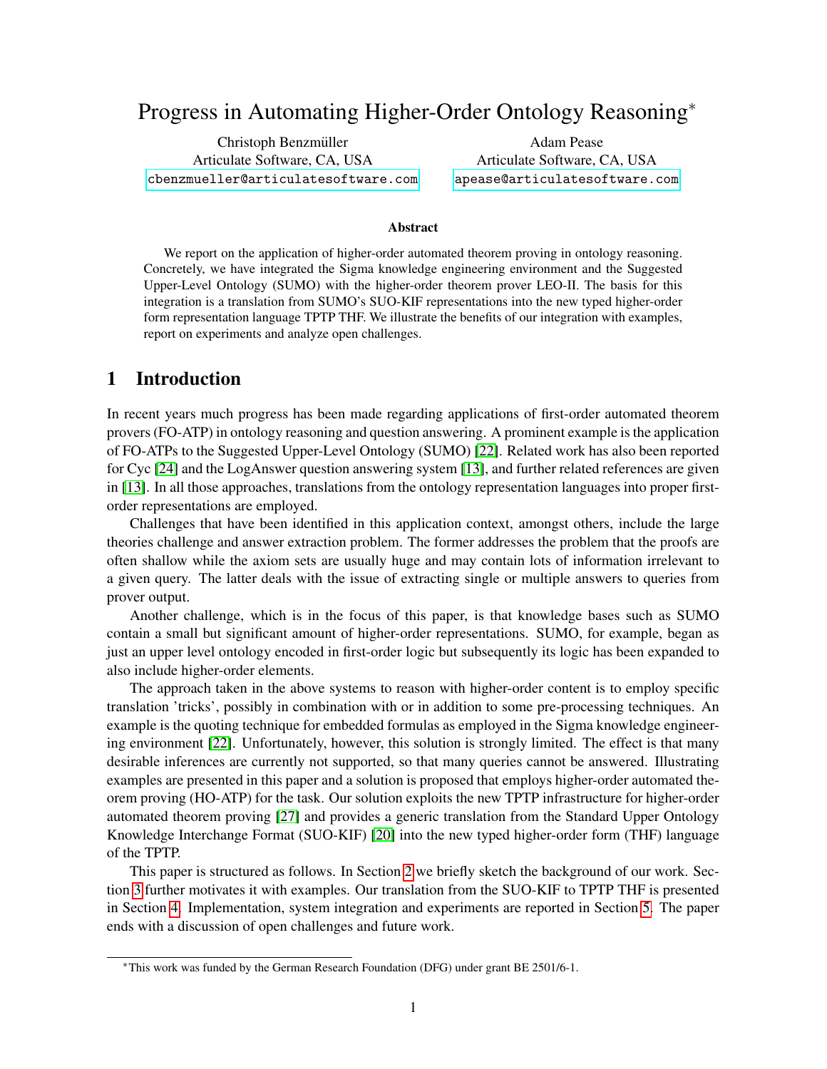# Progress in Automating Higher-Order Ontology Reasoning*

Christoph Benzmüller
Articulate Software, CA, USA
cbenzmueller@articulatesoftware.com

Adam Pease
Articulate Software, CA, USA
apease@articulatesoftware.com

### Abstract

We report on the application of higher-order automated theorem proving in ontology reasoning. Concretely, we have integrated the Sigma knowledge engineering environment and the Suggested Upper-Level Ontology (SUMO) with the higher-order theorem prover LEO-II. The basis for this integration is a translation from SUMO's SUO-KIF representations into the new typed higher-order form representation language TPTP THF. We illustrate the benefits of our integration with examples, report on experiments and analyze open challenges.

## 1 Introduction

In recent years much progress has been made regarding applications of first-order automated theorem provers (FO-ATP) in ontology reasoning and question answering. A prominent example is the application of FO-ATPs to the Suggested Upper-Level Ontology (SUMO) [22]. Related work has also been reported for Cyc [24] and the LogAnswer question answering system [13], and further related references are given in [13]. In all those approaches, translations from the ontology representation languages into proper first-order representations are employed.

Challenges that have been identified in this application context, amongst others, include the large theories challenge and answer extraction problem. The former addresses the problem that the proofs are often shallow while the axiom sets are usually huge and may contain lots of information irrelevant to a given query. The latter deals with the issue of extracting single or multiple answers to queries from prover output.

Another challenge, which is in the focus of this paper, is that knowledge bases such as SUMO contain a small but significant amount of higher-order representations. SUMO, for example, began as just an upper level ontology encoded in first-order logic but subsequently its logic has been expanded to also include higher-order elements.

The approach taken in the above systems to reason with higher-order content is to employ specific translation 'tricks', possibly in combination with or in addition to some pre-processing techniques. An example is the quoting technique for embedded formulas as employed in the Sigma knowledge engineering environment [22]. Unfortunately, however, this solution is strongly limited. The effect is that many desirable inferences are currently not supported, so that many queries cannot be answered. Illustrating examples are presented in this paper and a solution is proposed that employs higher-order automated theorem proving (HO-ATP) for the task. Our solution exploits the new TPTP infrastructure for higher-order automated theorem proving [27] and provides a generic translation from the Standard Upper Ontology Knowledge Interchange Format (SUO-KIF) [20] into the new typed higher-order form (THF) language of the TPTP.

This paper is structured as follows. In Section 2 we briefly sketch the background of our work. Section 3 further motivates it with examples. Our translation from the SUO-KIF to TPTP THF is presented in Section 4. Implementation, system integration and experiments are reported in Section 5. The paper ends with a discussion of open challenges and future work.

*This work was funded by the German Research Foundation (DFG) under grant BE 2501/6-1.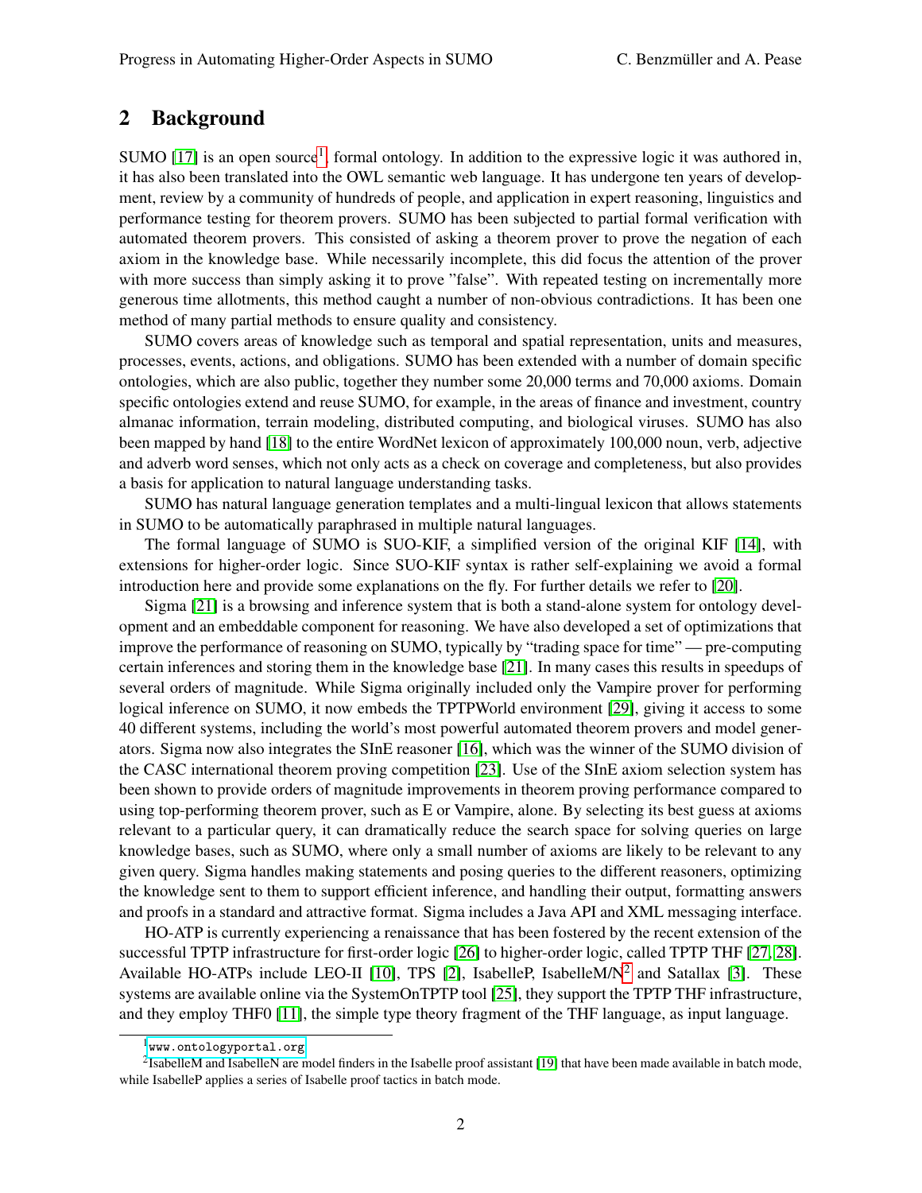## 2 Background

SUMO [17] is an open source[1], formal ontology. In addition to the expressive logic it was authored in, it has also been translated into the OWL semantic web language. It has undergone ten years of development, review by a community of hundreds of people, and application in expert reasoning, linguistics and performance testing for theorem provers. SUMO has been subjected to partial formal verification with automated theorem provers. This consisted of asking a theorem prover to prove the negation of each axiom in the knowledge base. While necessarily incomplete, this did focus the attention of the prover with more success than simply asking it to prove "false". With repeated testing on incrementally more generous time allotments, this method caught a number of non-obvious contradictions. It has been one method of many partial methods to ensure quality and consistency.

SUMO covers areas of knowledge such as temporal and spatial representation, units and measures, processes, events, actions, and obligations. SUMO has been extended with a number of domain specific ontologies, which are also public, together they number some 20,000 terms and 70,000 axioms. Domain specific ontologies extend and reuse SUMO, for example, in the areas of finance and investment, country almanac information, terrain modeling, distributed computing, and biological viruses. SUMO has also been mapped by hand [18] to the entire WordNet lexicon of approximately 100,000 noun, verb, adjective and adverb word senses, which not only acts as a check on coverage and completeness, but also provides a basis for application to natural language understanding tasks.

SUMO has natural language generation templates and a multi-lingual lexicon that allows statements in SUMO to be automatically paraphrased in multiple natural languages.

The formal language of SUMO is SUO-KIF, a simplified version of the original KIF [14], with extensions for higher-order logic. Since SUO-KIF syntax is rather self-explaining we avoid a formal introduction here and provide some explanations on the fly. For further details we refer to [20].

Sigma [21] is a browsing and inference system that is both a stand-alone system for ontology development and an embeddable component for reasoning. We have also developed a set of optimizations that improve the performance of reasoning on SUMO, typically by "trading space for time" — pre-computing certain inferences and storing them in the knowledge base [21]. In many cases this results in speedups of several orders of magnitude. While Sigma originally included only the Vampire prover for performing logical inference on SUMO, it now embeds the TPTPWorld environment [29], giving it access to some 40 different systems, including the world's most powerful automated theorem provers and model generators. Sigma now also integrates the SInE reasoner [16], which was the winner of the SUMO division of the CASC international theorem proving competition [23]. Use of the SInE axiom selection system has been shown to provide orders of magnitude improvements in theorem proving performance compared to using top-performing theorem prover, such as E or Vampire, alone. By selecting its best guess at axioms relevant to a particular query, it can dramatically reduce the search space for solving queries on large knowledge bases, such as SUMO, where only a small number of axioms are likely to be relevant to any given query. Sigma handles making statements and posing queries to the different reasoners, optimizing the knowledge sent to them to support efficient inference, and handling their output, formatting answers and proofs in a standard and attractive format. Sigma includes a Java API and XML messaging interface.

HO-ATP is currently experiencing a renaissance that has been fostered by the recent extension of the successful TPTP infrastructure for first-order logic [26] to higher-order logic, called TPTP THF [27, 28]. Available HO-ATPs include LEO-II [10], TPS [2], IsabelleP, IsabelleM/N[2] and Satallax [3]. These systems are available online via the SystemOnTPTP tool [25], they support the TPTP THF infrastructure, and they employ THF0 [11], the simple type theory fragment of the THF language, as input language.

---

[1] www.ontologyportal.org

[2] IsabelleM and IsabelleN are model finders in the Isabelle proof assistant [19] that have been made available in batch mode, while IsabelleP applies a series of Isabelle proof tactics in batch mode.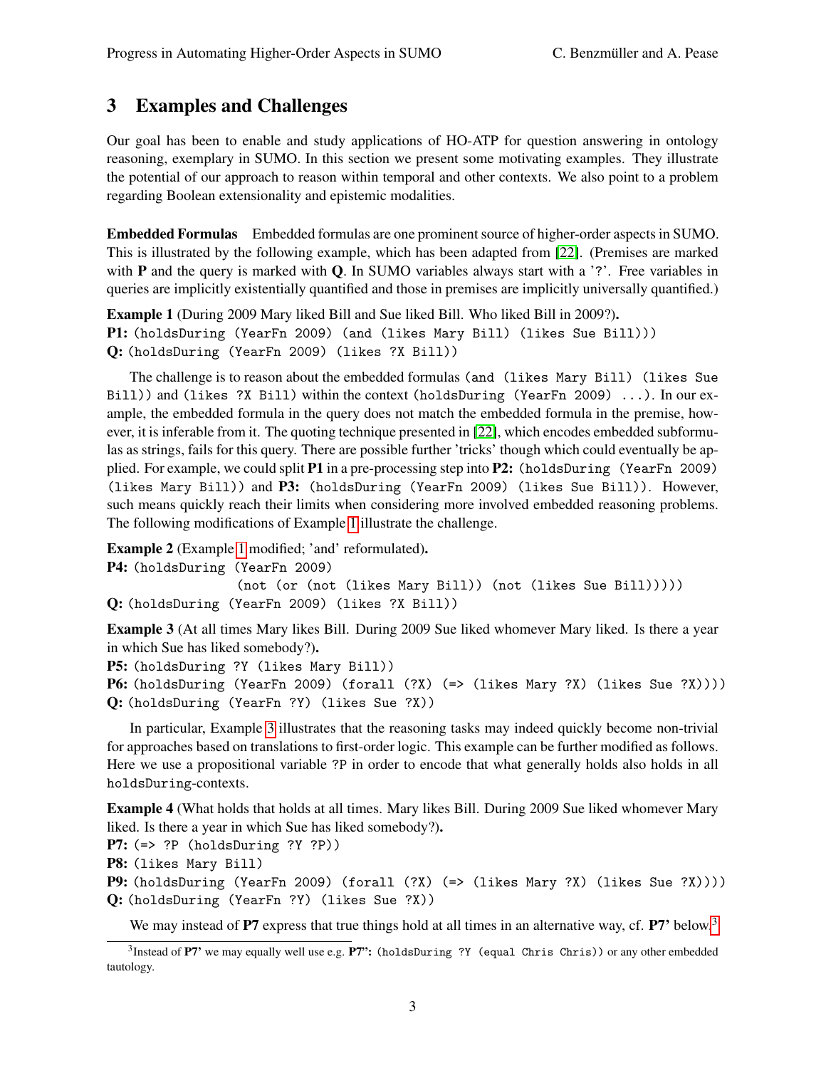## 3 Examples and Challenges

Our goal has been to enable and study applications of HO-ATP for question answering in ontology reasoning, exemplary in SUMO. In this section we present some motivating examples. They illustrate the potential of our approach to reason within temporal and other contexts. We also point to a problem regarding Boolean extensionality and epistemic modalities.

**Embedded Formulas** Embedded formulas are one prominent source of higher-order aspects in SUMO. This is illustrated by the following example, which has been adapted from [22]. (Premises are marked with **P** and the query is marked with **Q**. In SUMO variables always start with a '?'. Free variables in queries are implicitly existentially quantified and those in premises are implicitly universally quantified.)

**Example 1** (During 2009 Mary liked Bill and Sue liked Bill. Who liked Bill in 2009?).
**P1:** `(holdsDuring (YearFn 2009) (and (likes Mary Bill) (likes Sue Bill)))`
**Q:** `(holdsDuring (YearFn 2009) (likes ?X Bill))`

The challenge is to reason about the embedded formulas `(and (likes Mary Bill) (likes Sue Bill))` and `(likes ?X Bill)` within the context `(holdsDuring (YearFn 2009) ...)`. In our example, the embedded formula in the query does not match the embedded formula in the premise, however, it is inferable from it. The quoting technique presented in [22], which encodes embedded subformulas as strings, fails for this query. There are possible further 'tricks' though which could eventually be applied. For example, we could split **P1** in a pre-processing step into **P2:** `(holdsDuring (YearFn 2009) (likes Mary Bill))` and **P3:** `(holdsDuring (YearFn 2009) (likes Sue Bill))`. However, such means quickly reach their limits when considering more involved embedded reasoning problems. The following modifications of Example 1 illustrate the challenge.

**Example 2** (Example 1 modified; 'and' reformulated).
**P4:**
```
(holdsDuring (YearFn 2009)
             (not (or (not (likes Mary Bill)) (not (likes Sue Bill)))))
```
**Q:** `(holdsDuring (YearFn 2009) (likes ?X Bill))`

**Example 3** (At all times Mary likes Bill. During 2009 Sue liked whomever Mary liked. Is there a year in which Sue has liked somebody?).
**P5:** `(holdsDuring ?Y (likes Mary Bill))`
**P6:** `(holdsDuring (YearFn 2009) (forall (?X) (=> (likes Mary ?X) (likes Sue ?X))))`
**Q:** `(holdsDuring (YearFn ?Y) (likes Sue ?X))`

In particular, Example 3 illustrates that the reasoning tasks may indeed quickly become non-trivial for approaches based on translations to first-order logic. This example can be further modified as follows. Here we use a propositional variable `?P` in order to encode that what generally holds also holds in all `holdsDuring`-contexts.

**Example 4** (What holds that holds at all times. Mary likes Bill. During 2009 Sue liked whomever Mary liked. Is there a year in which Sue has liked somebody?).
**P7:** `(=> ?P (holdsDuring ?Y ?P))`
**P8:** `(likes Mary Bill)`
**P9:** `(holdsDuring (YearFn 2009) (forall (?X) (=> (likes Mary ?X) (likes Sue ?X))))`
**Q:** `(holdsDuring (YearFn ?Y) (likes Sue ?X))`

We may instead of **P7** express that true things hold at all times in an alternative way, cf. **P7'** below.[3]

[3] Instead of **P7'** we may equally well use e.g. **P7":** `(holdsDuring ?Y (equal Chris Chris))` or any other embedded tautology.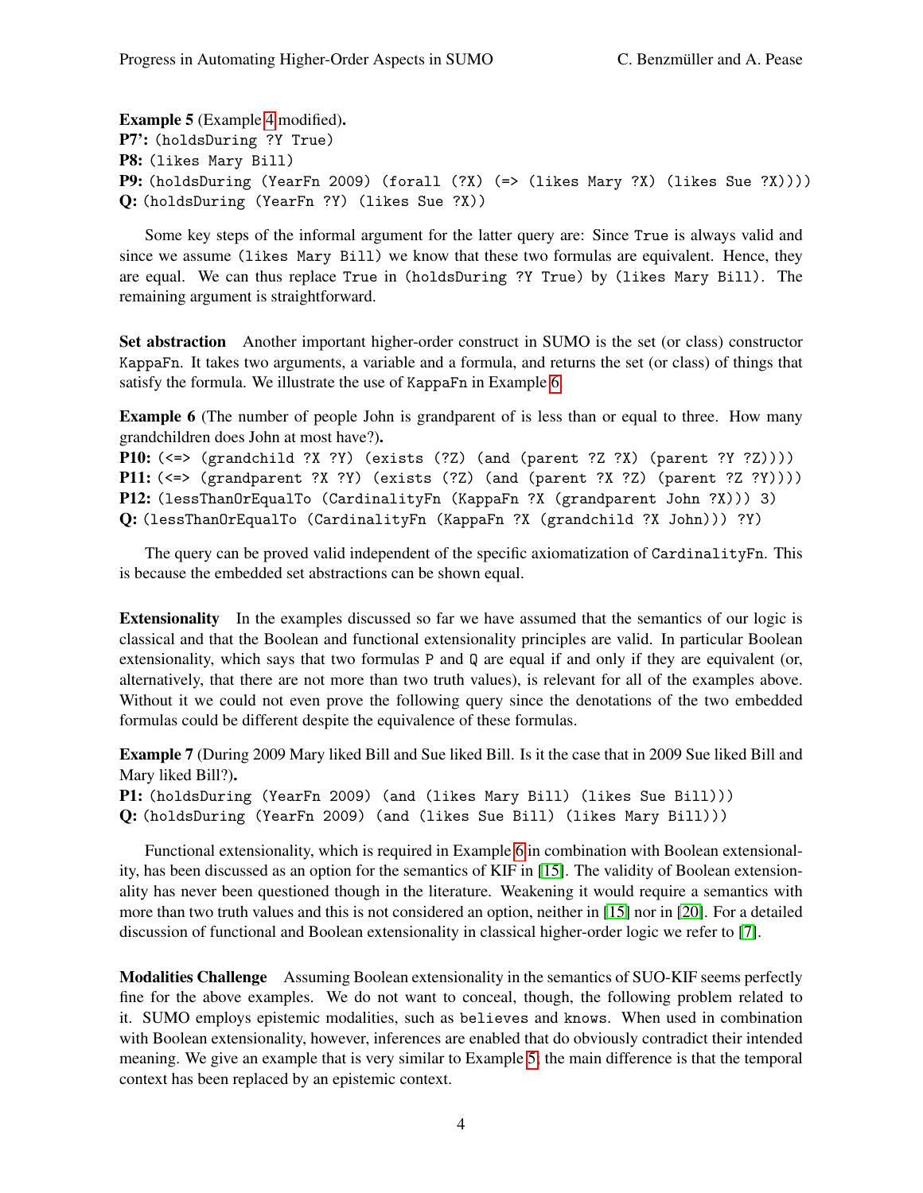**Example 5** (Example 4 modified)**.**
**P7':** `(holdsDuring ?Y True)`
**P8:** `(likes Mary Bill)`
**P9:** `(holdsDuring (YearFn 2009) (forall (?X) (=> (likes Mary ?X) (likes Sue ?X))))`
**Q:** `(holdsDuring (YearFn ?Y) (likes Sue ?X))`

Some key steps of the informal argument for the latter query are: Since `True` is always valid and since we assume `(likes Mary Bill)` we know that these two formulas are equivalent. Hence, they are equal. We can thus replace `True` in `(holdsDuring ?Y True)` by `(likes Mary Bill)`. The remaining argument is straightforward.

**Set abstraction** Another important higher-order construct in SUMO is the set (or class) constructor `KappaFn`. It takes two arguments, a variable and a formula, and returns the set (or class) of things that satisfy the formula. We illustrate the use of `KappaFn` in Example 6.

**Example 6** (The number of people John is grandparent of is less than or equal to three. How many grandchildren does John at most have?)**.**
**P10:** `(<=> (grandchild ?X ?Y) (exists (?Z) (and (parent ?Z ?X) (parent ?Y ?Z))))`
**P11:** `(<=> (grandparent ?X ?Y) (exists (?Z) (and (parent ?X ?Z) (parent ?Z ?Y))))`
**P12:** `(lessThanOrEqualTo (CardinalityFn (KappaFn ?X (grandparent John ?X))) 3)`
**Q:** `(lessThanOrEqualTo (CardinalityFn (KappaFn ?X (grandchild ?X John))) ?Y)`

The query can be proved valid independent of the specific axiomatization of `CardinalityFn`. This is because the embedded set abstractions can be shown equal.

**Extensionality** In the examples discussed so far we have assumed that the semantics of our logic is classical and that the Boolean and functional extensionality principles are valid. In particular Boolean extensionality, which says that two formulas `P` and `Q` are equal if and only if they are equivalent (or, alternatively, that there are not more than two truth values), is relevant for all of the examples above. Without it we could not even prove the following query since the denotations of the two embedded formulas could be different despite the equivalence of these formulas.

**Example 7** (During 2009 Mary liked Bill and Sue liked Bill. Is it the case that in 2009 Sue liked Bill and Mary liked Bill?)**.**
**P1:** `(holdsDuring (YearFn 2009) (and (likes Mary Bill) (likes Sue Bill)))`
**Q:** `(holdsDuring (YearFn 2009) (and (likes Sue Bill) (likes Mary Bill)))`

Functional extensionality, which is required in Example 6 in combination with Boolean extensionality, has been discussed as an option for the semantics of KIF in [15]. The validity of Boolean extensionality has never been questioned though in the literature. Weakening it would require a semantics with more than two truth values and this is not considered an option, neither in [15] nor in [20]. For a detailed discussion of functional and Boolean extensionality in classical higher-order logic we refer to [7].

**Modalities Challenge** Assuming Boolean extensionality in the semantics of SUO-KIF seems perfectly fine for the above examples. We do not want to conceal, though, the following problem related to it. SUMO employs epistemic modalities, such as `believes` and `knows`. When used in combination with Boolean extensionality, however, inferences are enabled that do obviously contradict their intended meaning. We give an example that is very similar to Example 5; the main difference is that the temporal context has been replaced by an epistemic context.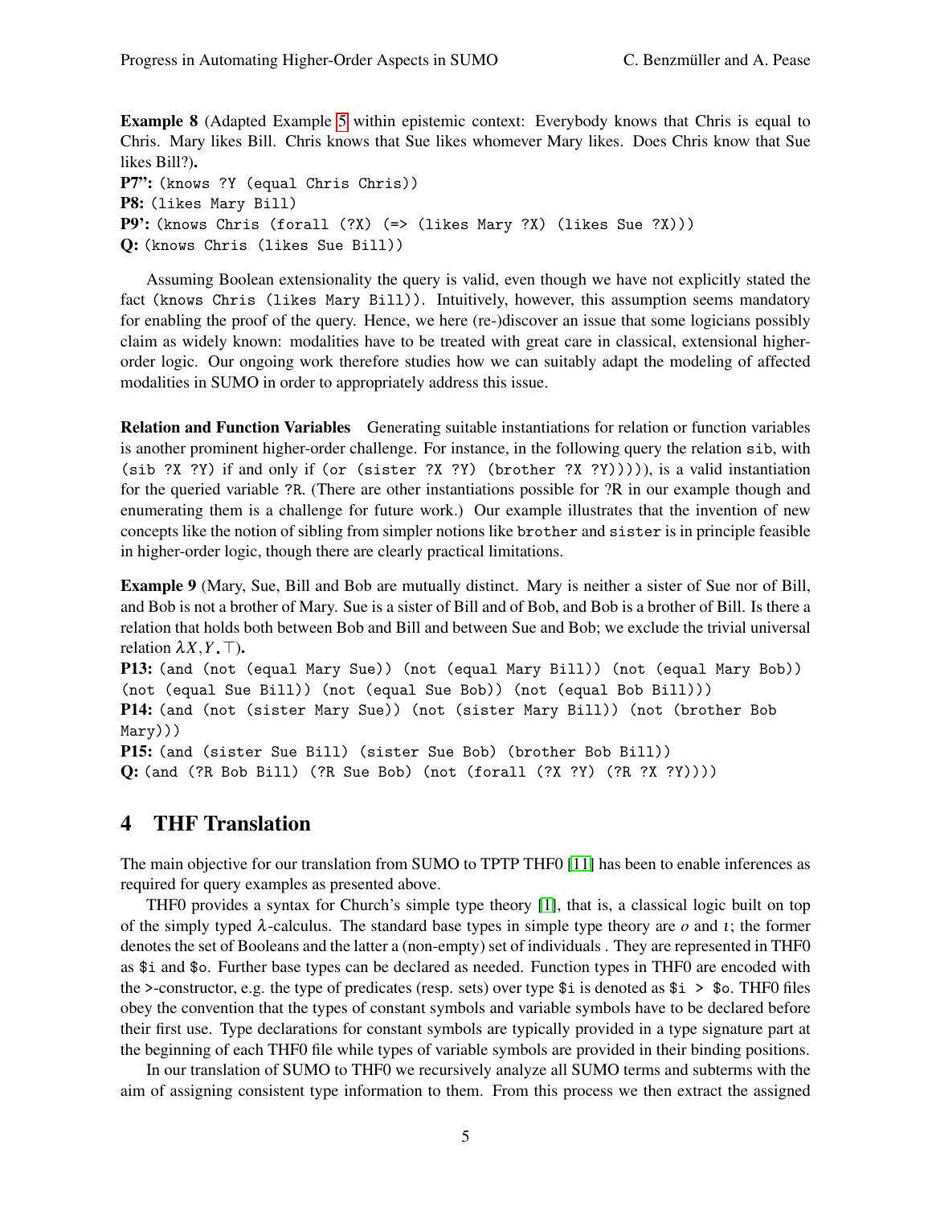**Example 8** (Adapted Example 5 within epistemic context: Everybody knows that Chris is equal to Chris. Mary likes Bill. Chris knows that Sue likes whomever Mary likes. Does Chris know that Sue likes Bill?).

**P7":** `(knows ?Y (equal Chris Chris))`
**P8:** `(likes Mary Bill)`
**P9':** `(knows Chris (forall (?X) (=> (likes Mary ?X) (likes Sue ?X)))`
**Q:** `(knows Chris (likes Sue Bill))`

Assuming Boolean extensionality the query is valid, even though we have not explicitly stated the fact `(knows Chris (likes Mary Bill))`. Intuitively, however, this assumption seems mandatory for enabling the proof of the query. Hence, we here (re-)discover an issue that some logicians possibly claim as widely known: modalities have to be treated with great care in classical, extensional higher-order logic. Our ongoing work therefore studies how we can suitably adapt the modeling of affected modalities in SUMO in order to appropriately address this issue.

**Relation and Function Variables** Generating suitable instantiations for relation or function variables is another prominent higher-order challenge. For instance, in the following query the relation `sib`, with `(sib ?X ?Y)` if and only if `(or (sister ?X ?Y) (brother ?X ?Y)))))`, is a valid instantiation for the queried variable ?R. (There are other instantiations possible for ?R in our example though and enumerating them is a challenge for future work.) Our example illustrates that the invention of new concepts like the notion of sibling from simpler notions like `brother` and `sister` is in principle feasible in higher-order logic, though there are clearly practical limitations.

**Example 9** (Mary, Sue, Bill and Bob are mutually distinct. Mary is neither a sister of Sue nor of Bill, and Bob is not a brother of Mary. Sue is a sister of Bill and of Bob, and Bob is a brother of Bill. Is there a relation that holds both between Bob and Bill and between Sue and Bob; we exclude the trivial universal relation $\lambda X, Y. \top$).

**P13:** `(and (not (equal Mary Sue)) (not (equal Mary Bill)) (not (equal Mary Bob)) (not (equal Sue Bill)) (not (equal Sue Bob)) (not (equal Bob Bill)))`
**P14:** `(and (not (sister Mary Sue)) (not (sister Mary Bill)) (not (brother Bob Mary)))`
**P15:** `(and (sister Sue Bill) (sister Sue Bob) (brother Bob Bill))`
**Q:** `(and (?R Bob Bill) (?R Sue Bob) (not (forall (?X ?Y) (?R ?X ?Y))))`

# 4 THF Translation

The main objective for our translation from SUMO to TPTP THF0 [11] has been to enable inferences as required for query examples as presented above.

THF0 provides a syntax for Church's simple type theory [1], that is, a classical logic built on top of the simply typed $\lambda$-calculus. The standard base types in simple type theory are $o$ and $\iota$; the former denotes the set of Booleans and the latter a (non-empty) set of individuals . They are represented in THF0 as `$i` and `$o`. Further base types can be declared as needed. Function types in THF0 are encoded with the `>`-constructor, e.g. the type of predicates (resp. sets) over type `$i` is denoted as `$i > $o`. THF0 files obey the convention that the types of constant symbols and variable symbols have to be declared before their first use. Type declarations for constant symbols are typically provided in a type signature part at the beginning of each THF0 file while types of variable symbols are provided in their binding positions.

In our translation of SUMO to THF0 we recursively analyze all SUMO terms and subterms with the aim of assigning consistent type information to them. From this process we then extract the assigned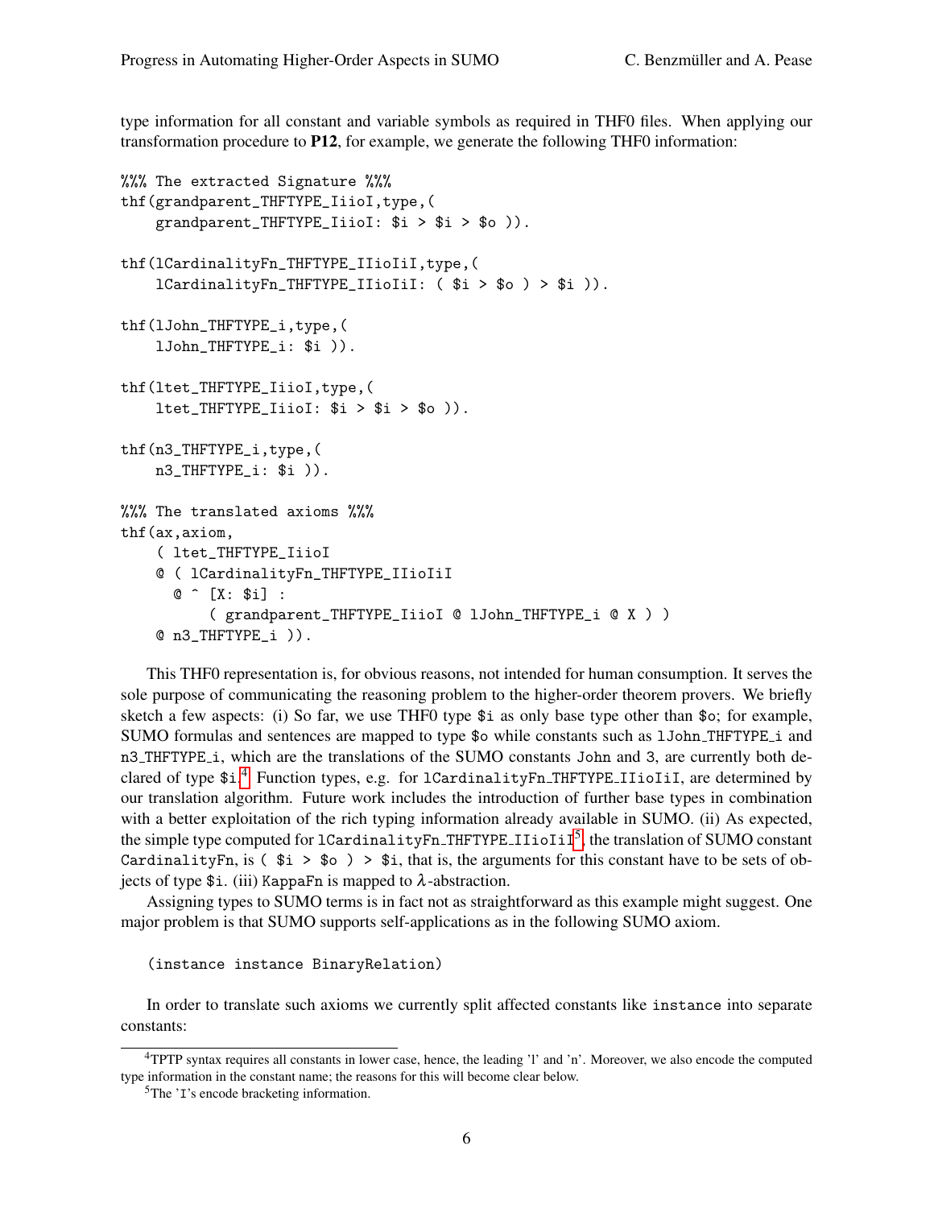type information for all constant and variable symbols as required in THF0 files. When applying our transformation procedure to **P12**, for example, we generate the following THF0 information:

```
%%% The extracted Signature %%%
thf(grandparent_THFTYPE_IiioI,type,(
    grandparent_THFTYPE_IiioI: $i > $i > $o )).

thf(lCardinalityFn_THFTYPE_IIioIiI,type,(
    lCardinalityFn_THFTYPE_IIioIiI: ( $i > $o ) > $i )).

thf(lJohn_THFTYPE_i,type,(
    lJohn_THFTYPE_i: $i )).

thf(ltet_THFTYPE_IiioI,type,(
    ltet_THFTYPE_IiioI: $i > $i > $o )).

thf(n3_THFTYPE_i,type,(
    n3_THFTYPE_i: $i )).

%%% The translated axioms %%%
thf(ax,axiom,
    ( ltet_THFTYPE_IiioI
    @ ( lCardinalityFn_THFTYPE_IIioIiI
      @ ^ [X: $i] :
          ( grandparent_THFTYPE_IiioI @ lJohn_THFTYPE_i @ X ) )
    @ n3_THFTYPE_i )).
```

This THF0 representation is, for obvious reasons, not intended for human consumption. It serves the sole purpose of communicating the reasoning problem to the higher-order theorem provers. We briefly sketch a few aspects: (i) So far, we use THF0 type `$i` as only base type other than `$o`; for example, SUMO formulas and sentences are mapped to type `$o` while constants such as `lJohn_THFTYPE_i` and `n3_THFTYPE_i`, which are the translations of the SUMO constants `John` and `3`, are currently both declared of type `$i`.[4] Function types, e.g. for `lCardinalityFn_THFTYPE_IIioIiI`, are determined by our translation algorithm. Future work includes the introduction of further base types in combination with a better exploitation of the rich typing information already available in SUMO. (ii) As expected, the simple type computed for `lCardinalityFn_THFTYPE_IIioIiI`[5], the translation of SUMO constant `CardinalityFn`, is `( $i > $o ) > $i`, that is, the arguments for this constant have to be sets of objects of type `$i`. (iii) `KappaFn` is mapped to $\lambda$-abstraction.

Assigning types to SUMO terms is in fact not as straightforward as this example might suggest. One major problem is that SUMO supports self-applications as in the following SUMO axiom.

```
(instance instance BinaryRelation)
```

In order to translate such axioms we currently split affected constants like `instance` into separate constants:

[4] TPTP syntax requires all constants in lower case, hence, the leading 'l' and 'n'. Moreover, we also encode the computed type information in the constant name; the reasons for this will become clear below.

[5] The 'I's encode bracketing information.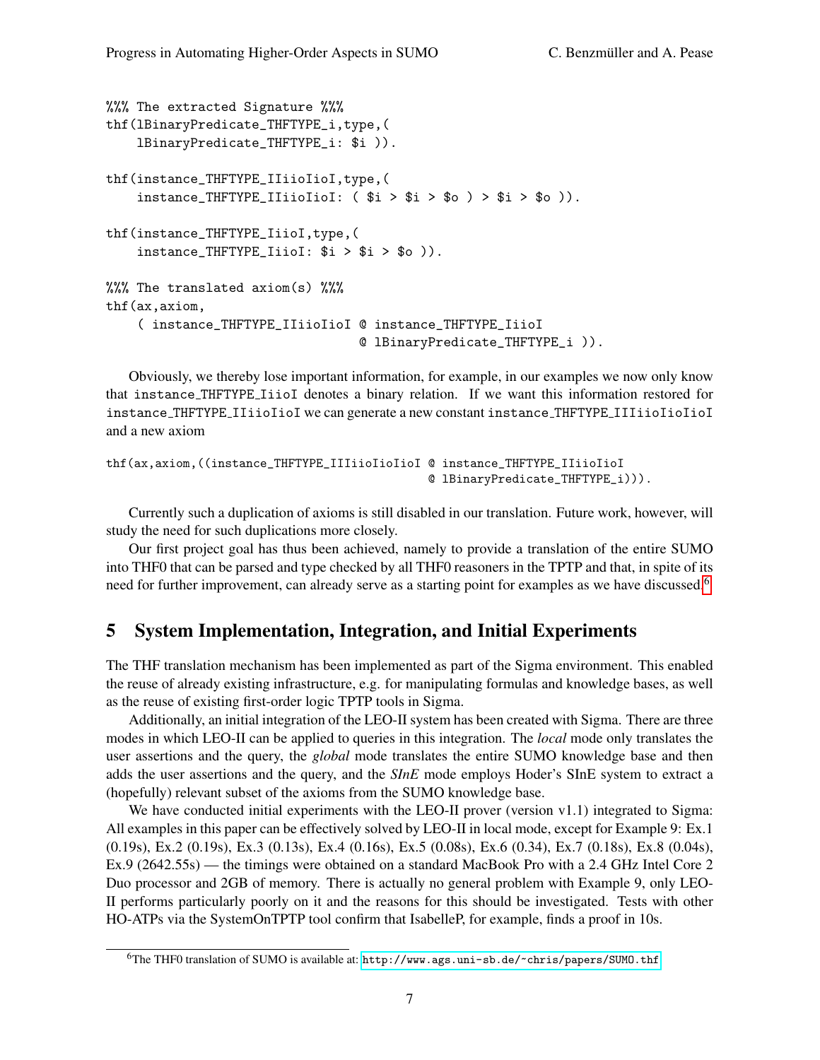```
%%% The extracted Signature %%%
thf(lBinaryPredicate_THFTYPE_i,type,(
    lBinaryPredicate_THFTYPE_i: $i )).

thf(instance_THFTYPE_IIiioIioI,type,(
    instance_THFTYPE_IIiioIioI: ( $i > $i > $o ) > $i > $o )).

thf(instance_THFTYPE_IiioI,type,(
    instance_THFTYPE_IiioI: $i > $i > $o )).

%%% The translated axiom(s) %%%
thf(ax,axiom,
    ( instance_THFTYPE_IIiioIioI @ instance_THFTYPE_IiioI
                                 @ lBinaryPredicate_THFTYPE_i )).
```

Obviously, we thereby lose important information, for example, in our examples we now only know that `instance_THFTYPE_IiioI` denotes a binary relation. If we want this information restored for `instance_THFTYPE_IIiioIioI` we can generate a new constant `instance_THFTYPE_IIIiioIioIioI` and a new axiom

```
thf(ax,axiom,((instance_THFTYPE_IIIiioIioIioI @ instance_THFTYPE_IIiioIioI
                                              @ lBinaryPredicate_THFTYPE_i))).
```

Currently such a duplication of axioms is still disabled in our translation. Future work, however, will study the need for such duplications more closely.

Our first project goal has thus been achieved, namely to provide a translation of the entire SUMO into THF0 that can be parsed and type checked by all THF0 reasoners in the TPTP and that, in spite of its need for further improvement, can already serve as a starting point for examples as we have discussed.[6]

## 5 System Implementation, Integration, and Initial Experiments

The THF translation mechanism has been implemented as part of the Sigma environment. This enabled the reuse of already existing infrastructure, e.g. for manipulating formulas and knowledge bases, as well as the reuse of existing first-order logic TPTP tools in Sigma.

Additionally, an initial integration of the LEO-II system has been created with Sigma. There are three modes in which LEO-II can be applied to queries in this integration. The *local* mode only translates the user assertions and the query, the *global* mode translates the entire SUMO knowledge base and then adds the user assertions and the query, and the *SInE* mode employs Hoder's SInE system to extract a (hopefully) relevant subset of the axioms from the SUMO knowledge base.

We have conducted initial experiments with the LEO-II prover (version v1.1) integrated to Sigma: All examples in this paper can be effectively solved by LEO-II in local mode, except for Example 9: Ex.1 (0.19s), Ex.2 (0.19s), Ex.3 (0.13s), Ex.4 (0.16s), Ex.5 (0.08s), Ex.6 (0.34), Ex.7 (0.18s), Ex.8 (0.04s), Ex.9 (2642.55s) — the timings were obtained on a standard MacBook Pro with a 2.4 GHz Intel Core 2 Duo processor and 2GB of memory. There is actually no general problem with Example 9, only LEO-II performs particularly poorly on it and the reasons for this should be investigated. Tests with other HO-ATPs via the SystemOnTPTP tool confirm that IsabelleP, for example, finds a proof in 10s.

[6] The THF0 translation of SUMO is available at: http://www.ags.uni-sb.de/~chris/papers/SUMO.thf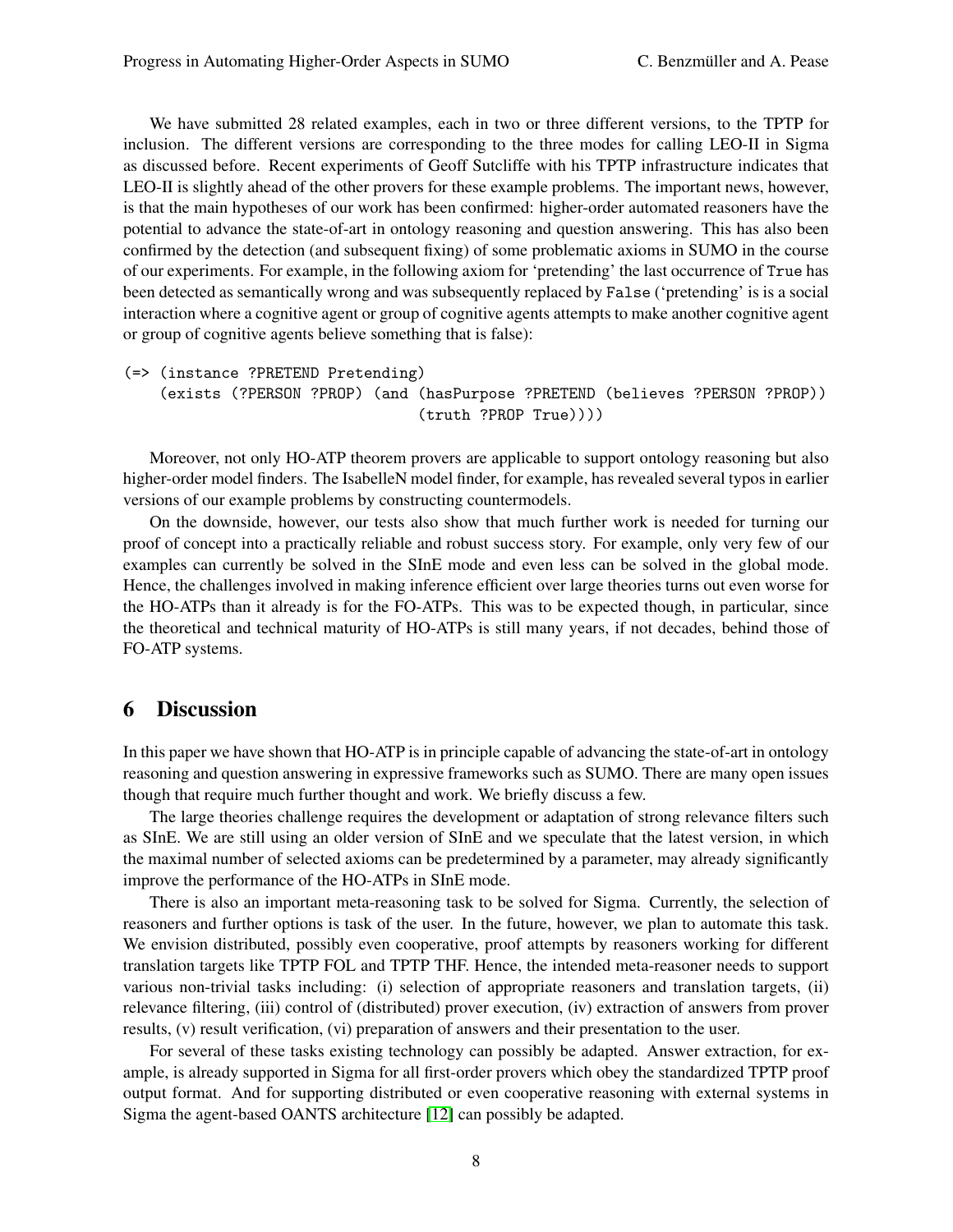We have submitted 28 related examples, each in two or three different versions, to the TPTP for inclusion. The different versions are corresponding to the three modes for calling LEO-II in Sigma as discussed before. Recent experiments of Geoff Sutcliffe with his TPTP infrastructure indicates that LEO-II is slightly ahead of the other provers for these example problems. The important news, however, is that the main hypotheses of our work has been confirmed: higher-order automated reasoners have the potential to advance the state-of-art in ontology reasoning and question answering. This has also been confirmed by the detection (and subsequent fixing) of some problematic axioms in SUMO in the course of our experiments. For example, in the following axiom for 'pretending' the last occurrence of `True` has been detected as semantically wrong and was subsequently replaced by `False` ('pretending' is is a social interaction where a cognitive agent or group of cognitive agents attempts to make another cognitive agent or group of cognitive agents believe something that is false):

```
(=> (instance ?PRETEND Pretending)
    (exists (?PERSON ?PROP) (and (hasPurpose ?PRETEND (believes ?PERSON ?PROP))
                                 (truth ?PROP True))))
```

Moreover, not only HO-ATP theorem provers are applicable to support ontology reasoning but also higher-order model finders. The IsabelleN model finder, for example, has revealed several typos in earlier versions of our example problems by constructing countermodels.

On the downside, however, our tests also show that much further work is needed for turning our proof of concept into a practically reliable and robust success story. For example, only very few of our examples can currently be solved in the SInE mode and even less can be solved in the global mode. Hence, the challenges involved in making inference efficient over large theories turns out even worse for the HO-ATPs than it already is for the FO-ATPs. This was to be expected though, in particular, since the theoretical and technical maturity of HO-ATPs is still many years, if not decades, behind those of FO-ATP systems.

## 6 Discussion

In this paper we have shown that HO-ATP is in principle capable of advancing the state-of-art in ontology reasoning and question answering in expressive frameworks such as SUMO. There are many open issues though that require much further thought and work. We briefly discuss a few.

The large theories challenge requires the development or adaptation of strong relevance filters such as SInE. We are still using an older version of SInE and we speculate that the latest version, in which the maximal number of selected axioms can be predetermined by a parameter, may already significantly improve the performance of the HO-ATPs in SInE mode.

There is also an important meta-reasoning task to be solved for Sigma. Currently, the selection of reasoners and further options is task of the user. In the future, however, we plan to automate this task. We envision distributed, possibly even cooperative, proof attempts by reasoners working for different translation targets like TPTP FOL and TPTP THF. Hence, the intended meta-reasoner needs to support various non-trivial tasks including: (i) selection of appropriate reasoners and translation targets, (ii) relevance filtering, (iii) control of (distributed) prover execution, (iv) extraction of answers from prover results, (v) result verification, (vi) preparation of answers and their presentation to the user.

For several of these tasks existing technology can possibly be adapted. Answer extraction, for example, is already supported in Sigma for all first-order provers which obey the standardized TPTP proof output format. And for supporting distributed or even cooperative reasoning with external systems in Sigma the agent-based OANTS architecture [12] can possibly be adapted.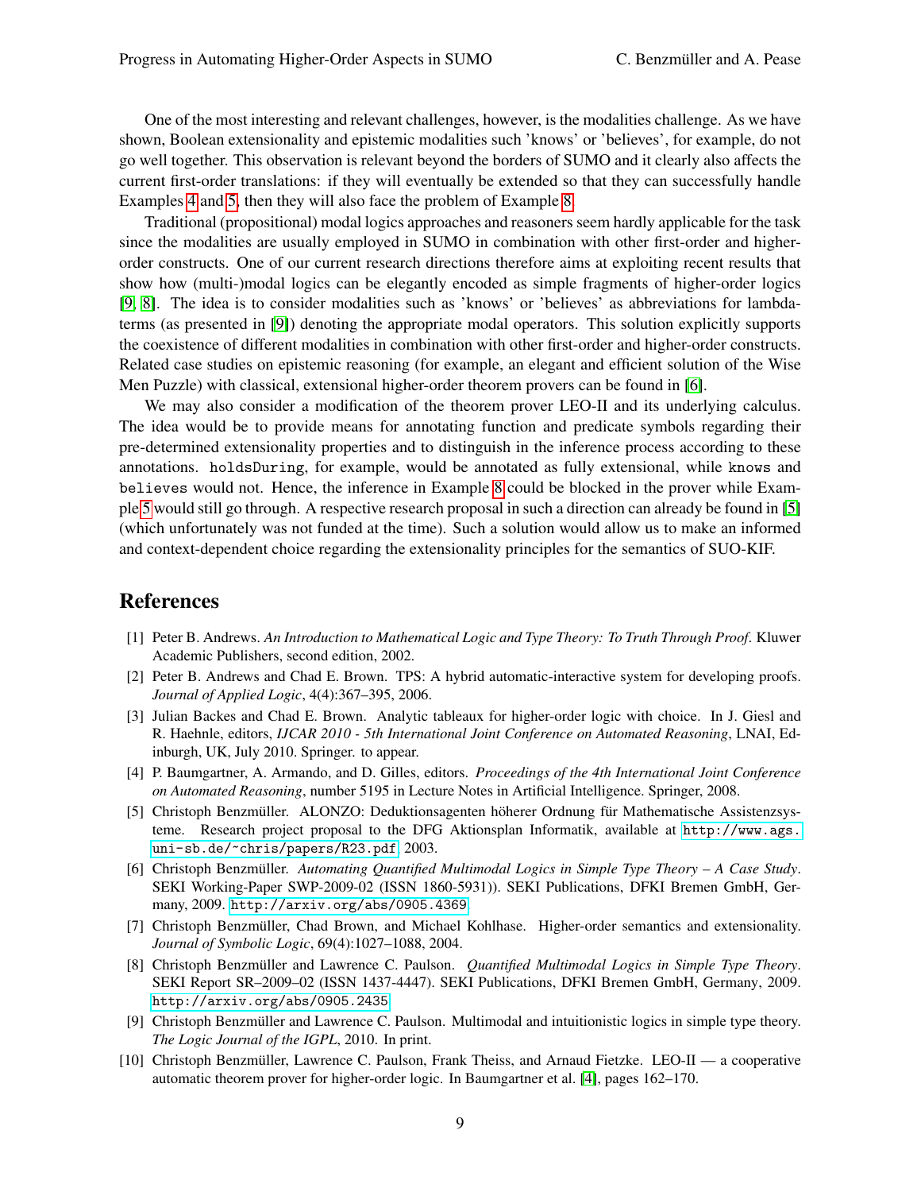One of the most interesting and relevant challenges, however, is the modalities challenge. As we have shown, Boolean extensionality and epistemic modalities such 'knows' or 'believes', for example, do not go well together. This observation is relevant beyond the borders of SUMO and it clearly also affects the current first-order translations: if they will eventually be extended so that they can successfully handle Examples 4 and 5, then they will also face the problem of Example 8.

Traditional (propositional) modal logics approaches and reasoners seem hardly applicable for the task since the modalities are usually employed in SUMO in combination with other first-order and higher-order constructs. One of our current research directions therefore aims at exploiting recent results that show how (multi-)modal logics can be elegantly encoded as simple fragments of higher-order logics [9, 8]. The idea is to consider modalities such as 'knows' or 'believes' as abbreviations for lambda-terms (as presented in [9]) denoting the appropriate modal operators. This solution explicitly supports the coexistence of different modalities in combination with other first-order and higher-order constructs. Related case studies on epistemic reasoning (for example, an elegant and efficient solution of the Wise Men Puzzle) with classical, extensional higher-order theorem provers can be found in [6].

We may also consider a modification of the theorem prover LEO-II and its underlying calculus. The idea would be to provide means for annotating function and predicate symbols regarding their pre-determined extensionality properties and to distinguish in the inference process according to these annotations. `holdsDuring`, for example, would be annotated as fully extensional, while `knows` and `believes` would not. Hence, the inference in Example 8 could be blocked in the prover while Example 5 would still go through. A respective research proposal in such a direction can already be found in [5] (which unfortunately was not funded at the time). Such a solution would allow us to make an informed and context-dependent choice regarding the extensionality principles for the semantics of SUO-KIF.

## References

[1] Peter B. Andrews. *An Introduction to Mathematical Logic and Type Theory: To Truth Through Proof*. Kluwer Academic Publishers, second edition, 2002.

[2] Peter B. Andrews and Chad E. Brown. TPS: A hybrid automatic-interactive system for developing proofs. *Journal of Applied Logic*, 4(4):367–395, 2006.

[3] Julian Backes and Chad E. Brown. Analytic tableaux for higher-order logic with choice. In J. Giesl and R. Haehnle, editors, *IJCAR 2010 - 5th International Joint Conference on Automated Reasoning*, LNAI, Edinburgh, UK, July 2010. Springer. to appear.

[4] P. Baumgartner, A. Armando, and D. Gilles, editors. *Proceedings of the 4th International Joint Conference on Automated Reasoning*, number 5195 in Lecture Notes in Artificial Intelligence. Springer, 2008.

[5] Christoph Benzmüller. ALONZO: Deduktionsagenten höherer Ordnung für Mathematische Assistenzsysteme. Research project proposal to the DFG Aktionsplan Informatik, available at http://www.ags.uni-sb.de/~chris/papers/R23.pdf, 2003.

[6] Christoph Benzmüller. *Automating Quantified Multimodal Logics in Simple Type Theory – A Case Study*. SEKI Working-Paper SWP-2009-02 (ISSN 1860-5931)). SEKI Publications, DFKI Bremen GmbH, Germany, 2009. http://arxiv.org/abs/0905.4369.

[7] Christoph Benzmüller, Chad Brown, and Michael Kohlhase. Higher-order semantics and extensionality. *Journal of Symbolic Logic*, 69(4):1027–1088, 2004.

[8] Christoph Benzmüller and Lawrence C. Paulson. *Quantified Multimodal Logics in Simple Type Theory*. SEKI Report SR–2009–02 (ISSN 1437-4447). SEKI Publications, DFKI Bremen GmbH, Germany, 2009. http://arxiv.org/abs/0905.2435.

[9] Christoph Benzmüller and Lawrence C. Paulson. Multimodal and intuitionistic logics in simple type theory. *The Logic Journal of the IGPL*, 2010. In print.

[10] Christoph Benzmüller, Lawrence C. Paulson, Frank Theiss, and Arnaud Fietzke. LEO-II — a cooperative automatic theorem prover for higher-order logic. In Baumgartner et al. [4], pages 162–170.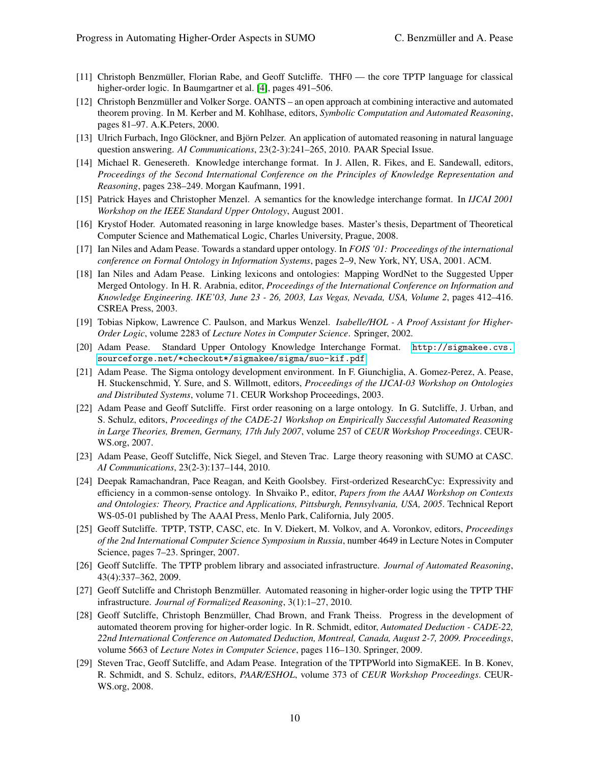[11] Christoph Benzmüller, Florian Rabe, and Geoff Sutcliffe. THF0 — the core TPTP language for classical higher-order logic. In Baumgartner et al. [4], pages 491–506.

[12] Christoph Benzmüller and Volker Sorge. OANTS – an open approach at combining interactive and automated theorem proving. In M. Kerber and M. Kohlhase, editors, *Symbolic Computation and Automated Reasoning*, pages 81–97. A.K.Peters, 2000.

[13] Ulrich Furbach, Ingo Glöckner, and Björn Pelzer. An application of automated reasoning in natural language question answering. *AI Communications*, 23(2-3):241–265, 2010. PAAR Special Issue.

[14] Michael R. Genesereth. Knowledge interchange format. In J. Allen, R. Fikes, and E. Sandewall, editors, *Proceedings of the Second International Conference on the Principles of Knowledge Representation and Reasoning*, pages 238–249. Morgan Kaufmann, 1991.

[15] Patrick Hayes and Christopher Menzel. A semantics for the knowledge interchange format. In *IJCAI 2001 Workshop on the IEEE Standard Upper Ontology*, August 2001.

[16] Krystof Hoder. Automated reasoning in large knowledge bases. Master's thesis, Department of Theoretical Computer Science and Mathematical Logic, Charles University, Prague, 2008.

[17] Ian Niles and Adam Pease. Towards a standard upper ontology. In *FOIS '01: Proceedings of the international conference on Formal Ontology in Information Systems*, pages 2–9, New York, NY, USA, 2001. ACM.

[18] Ian Niles and Adam Pease. Linking lexicons and ontologies: Mapping WordNet to the Suggested Upper Merged Ontology. In H. R. Arabnia, editor, *Proceedings of the International Conference on Information and Knowledge Engineering. IKE'03, June 23 - 26, 2003, Las Vegas, Nevada, USA, Volume 2*, pages 412–416. CSREA Press, 2003.

[19] Tobias Nipkow, Lawrence C. Paulson, and Markus Wenzel. *Isabelle/HOL - A Proof Assistant for Higher-Order Logic*, volume 2283 of *Lecture Notes in Computer Science*. Springer, 2002.

[20] Adam Pease. Standard Upper Ontology Knowledge Interchange Format. http://sigmakee.cvs.sourceforge.net/*checkout*/sigmakee/sigma/suo-kif.pdf.

[21] Adam Pease. The Sigma ontology development environment. In F. Giunchiglia, A. Gomez-Perez, A. Pease, H. Stuckenschmid, Y. Sure, and S. Willmott, editors, *Proceedings of the IJCAI-03 Workshop on Ontologies and Distributed Systems*, volume 71. CEUR Workshop Proceedings, 2003.

[22] Adam Pease and Geoff Sutcliffe. First order reasoning on a large ontology. In G. Sutcliffe, J. Urban, and S. Schulz, editors, *Proceedings of the CADE-21 Workshop on Empirically Successful Automated Reasoning in Large Theories, Bremen, Germany, 17th July 2007*, volume 257 of *CEUR Workshop Proceedings*. CEUR-WS.org, 2007.

[23] Adam Pease, Geoff Sutcliffe, Nick Siegel, and Steven Trac. Large theory reasoning with SUMO at CASC. *AI Communications*, 23(2-3):137–144, 2010.

[24] Deepak Ramachandran, Pace Reagan, and Keith Goolsbey. First-orderized ResearchCyc: Expressivity and efficiency in a common-sense ontology. In Shvaiko P., editor, *Papers from the AAAI Workshop on Contexts and Ontologies: Theory, Practice and Applications, Pittsburgh, Pennsylvania, USA, 2005*. Technical Report WS-05-01 published by The AAAI Press, Menlo Park, California, July 2005.

[25] Geoff Sutcliffe. TPTP, TSTP, CASC, etc. In V. Diekert, M. Volkov, and A. Voronkov, editors, *Proceedings of the 2nd International Computer Science Symposium in Russia*, number 4649 in Lecture Notes in Computer Science, pages 7–23. Springer, 2007.

[26] Geoff Sutcliffe. The TPTP problem library and associated infrastructure. *Journal of Automated Reasoning*, 43(4):337–362, 2009.

[27] Geoff Sutcliffe and Christoph Benzmüller. Automated reasoning in higher-order logic using the TPTP THF infrastructure. *Journal of Formalized Reasoning*, 3(1):1–27, 2010.

[28] Geoff Sutcliffe, Christoph Benzmüller, Chad Brown, and Frank Theiss. Progress in the development of automated theorem proving for higher-order logic. In R. Schmidt, editor, *Automated Deduction - CADE-22, 22nd International Conference on Automated Deduction, Montreal, Canada, August 2-7, 2009. Proceedings*, volume 5663 of *Lecture Notes in Computer Science*, pages 116–130. Springer, 2009.

[29] Steven Trac, Geoff Sutcliffe, and Adam Pease. Integration of the TPTPWorld into SigmaKEE. In B. Konev, R. Schmidt, and S. Schulz, editors, *PAAR/ESHOL*, volume 373 of *CEUR Workshop Proceedings*. CEUR-WS.org, 2008.